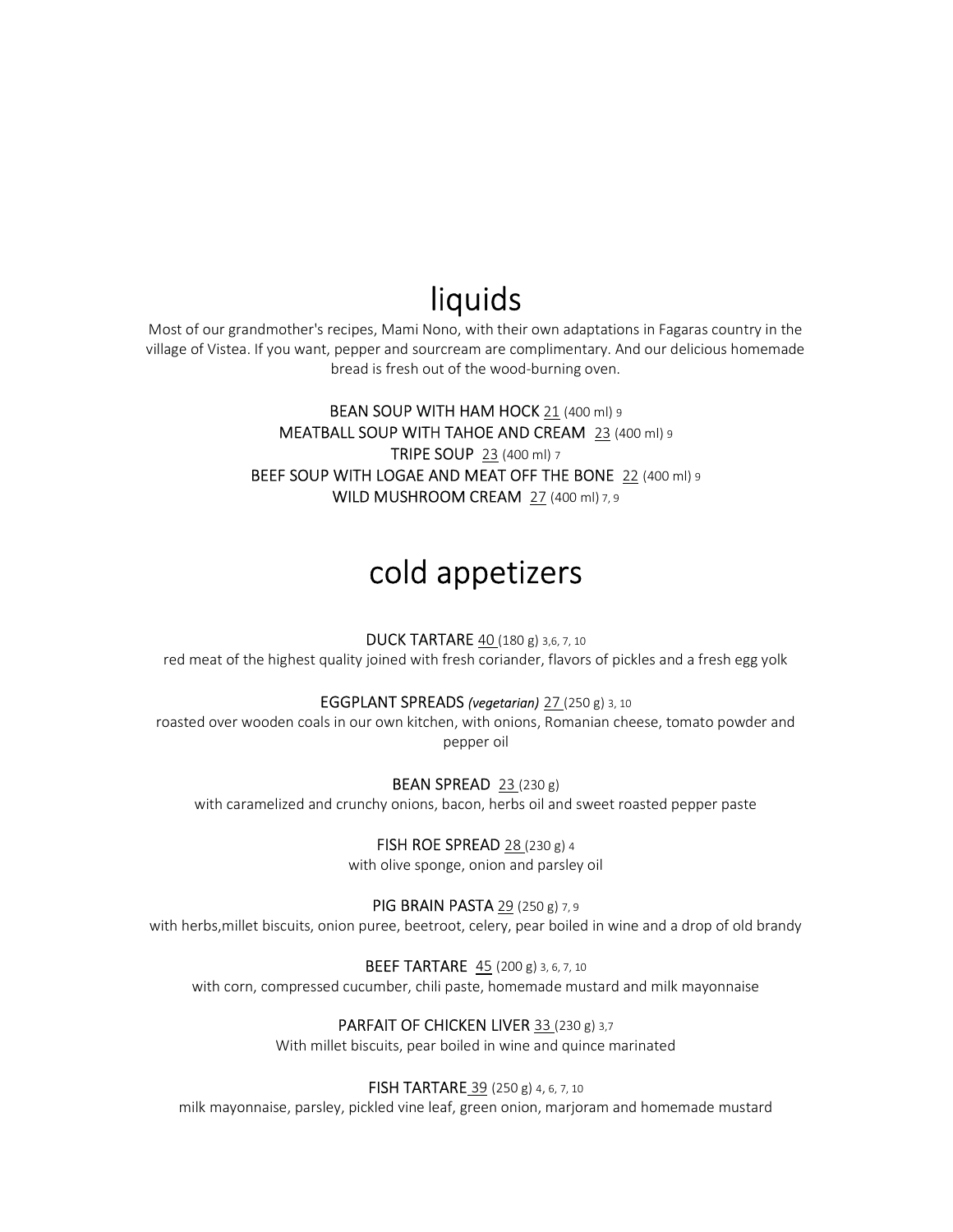# liquids

Most of our grandmother's recipes, Mami Nono, with their own adaptations in Fagaras country in the village of Vistea. If you want, pepper and sourcream are complimentary. And our delicious homemade bread is fresh out of the wood-burning oven.

BEAN SOUP WITH HAM HOCK 21 (400 ml) 9
MEATBALL SOUP WITH TAHOE AND CREAM 23 (400 ml) 9
TRIPE SOUP 23 (400 ml) 7
BEEF SOUP WITH LOGAE AND MEAT OFF THE BONE 22 (400 ml) 9
WILD MUSHROOM CREAM 27 (400 ml) 7, 9

# cold appetizers

DUCK TARTARE 40 (180 g) 3,6, 7, 10
red meat of the highest quality joined with fresh coriander, flavors of pickles and a fresh egg yolk

EGGPLANT SPREADS *(vegetarian)* 27 (250 g) 3, 10
roasted over wooden coals in our own kitchen, with onions, Romanian cheese, tomato powder and pepper oil

BEAN SPREAD 23 (230 g)
with caramelized and crunchy onions, bacon, herbs oil and sweet roasted pepper paste

FISH ROE SPREAD 28 (230 g) 4
with olive sponge, onion and parsley oil

PIG BRAIN PASTA 29 (250 g) 7, 9
with herbs,millet biscuits, onion puree, beetroot, celery, pear boiled in wine and a drop of old brandy

BEEF TARTARE 45 (200 g) 3, 6, 7, 10
with corn, compressed cucumber, chili paste, homemade mustard and milk mayonnaise

PARFAIT OF CHICKEN LIVER 33 (230 g) 3,7
With millet biscuits, pear boiled in wine and quince marinated

FISH TARTARE 39 (250 g) 4, 6, 7, 10
milk mayonnaise, parsley, pickled vine leaf, green onion, marjoram and homemade mustard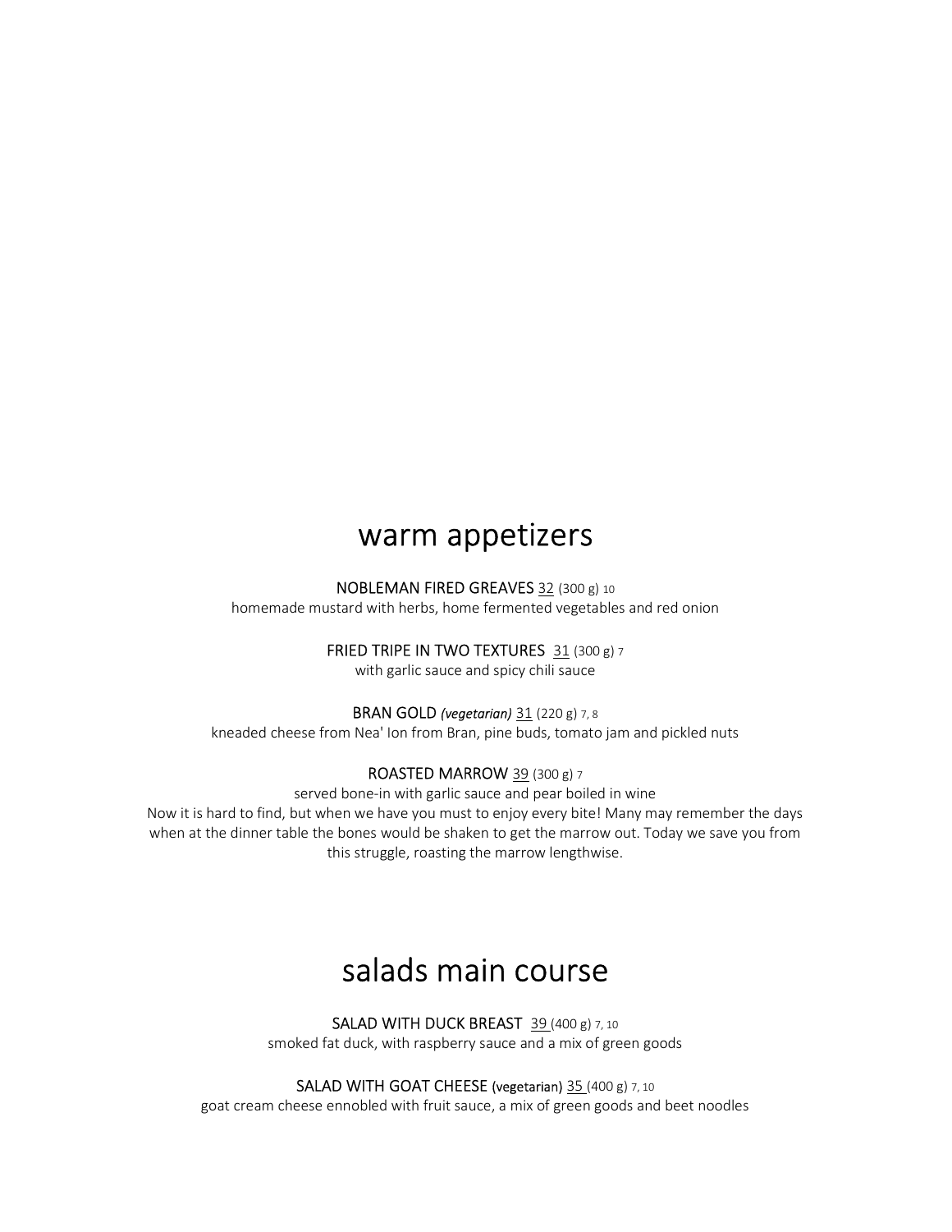## warm appetizers

**NOBLEMAN FIRED GREAVES** 32 (300 g) 10
homemade mustard with herbs, home fermented vegetables and red onion

**FRIED TRIPE IN TWO TEXTURES** 31 (300 g) 7
with garlic sauce and spicy chili sauce

**BRAN GOLD** ***(vegetarian)*** 31 (220 g) 7, 8
kneaded cheese from Nea' Ion from Bran, pine buds, tomato jam and pickled nuts

**ROASTED MARROW** 39 (300 g) 7
served bone-in with garlic sauce and pear boiled in wine
Now it is hard to find, but when we have you must to enjoy every bite! Many may remember the days when at the dinner table the bones would be shaken to get the marrow out. Today we save you from this struggle, roasting the marrow lengthwise.

## salads main course

**SALAD WITH DUCK BREAST** 39 (400 g) 7, 10
smoked fat duck, with raspberry sauce and a mix of green goods

**SALAD WITH GOAT CHEESE (vegetarian)** 35 (400 g) 7, 10
goat cream cheese ennobled with fruit sauce, a mix of green goods and beet noodles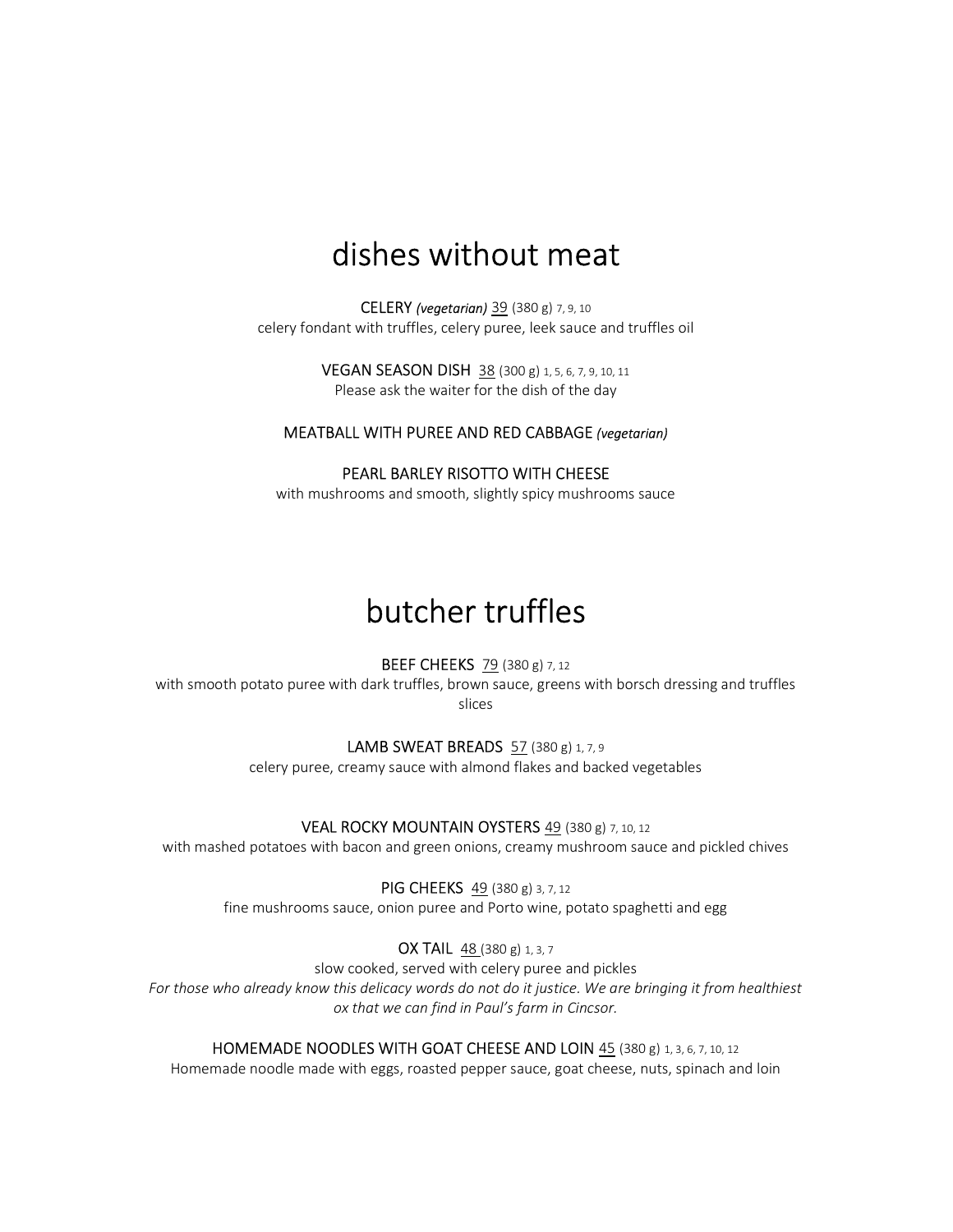# dishes without meat

**CELERY** ***(vegetarian)*** 39 (380 g) 7, 9, 10
celery fondant with truffles, celery puree, leek sauce and truffles oil

**VEGAN SEASON DISH** 38 (300 g) 1, 5, 6, 7, 9, 10, 11
Please ask the waiter for the dish of the day

**MEATBALL WITH PUREE AND RED CABBAGE** ***(vegetarian)***

**PEARL BARLEY RISOTTO WITH CHEESE**
with mushrooms and smooth, slightly spicy mushrooms sauce

# butcher truffles

**BEEF CHEEKS** 79 (380 g) 7, 12
with smooth potato puree with dark truffles, brown sauce, greens with borsch dressing and truffles slices

**LAMB SWEAT BREADS** 57 (380 g) 1, 7, 9
celery puree, creamy sauce with almond flakes and backed vegetables

**VEAL ROCKY MOUNTAIN OYSTERS** 49 (380 g) 7, 10, 12
with mashed potatoes with bacon and green onions, creamy mushroom sauce and pickled chives

**PIG CHEEKS** 49 (380 g) 3, 7, 12
fine mushrooms sauce, onion puree and Porto wine, potato spaghetti and egg

**OX TAIL** 48 (380 g) 1, 3, 7
slow cooked, served with celery puree and pickles
*For those who already know this delicacy words do not do it justice. We are bringing it from healthiest ox that we can find in Paul's farm in Cincsor.*

**HOMEMADE NOODLES WITH GOAT CHEESE AND LOIN** 45 (380 g) 1, 3, 6, 7, 10, 12
Homemade noodle made with eggs, roasted pepper sauce, goat cheese, nuts, spinach and loin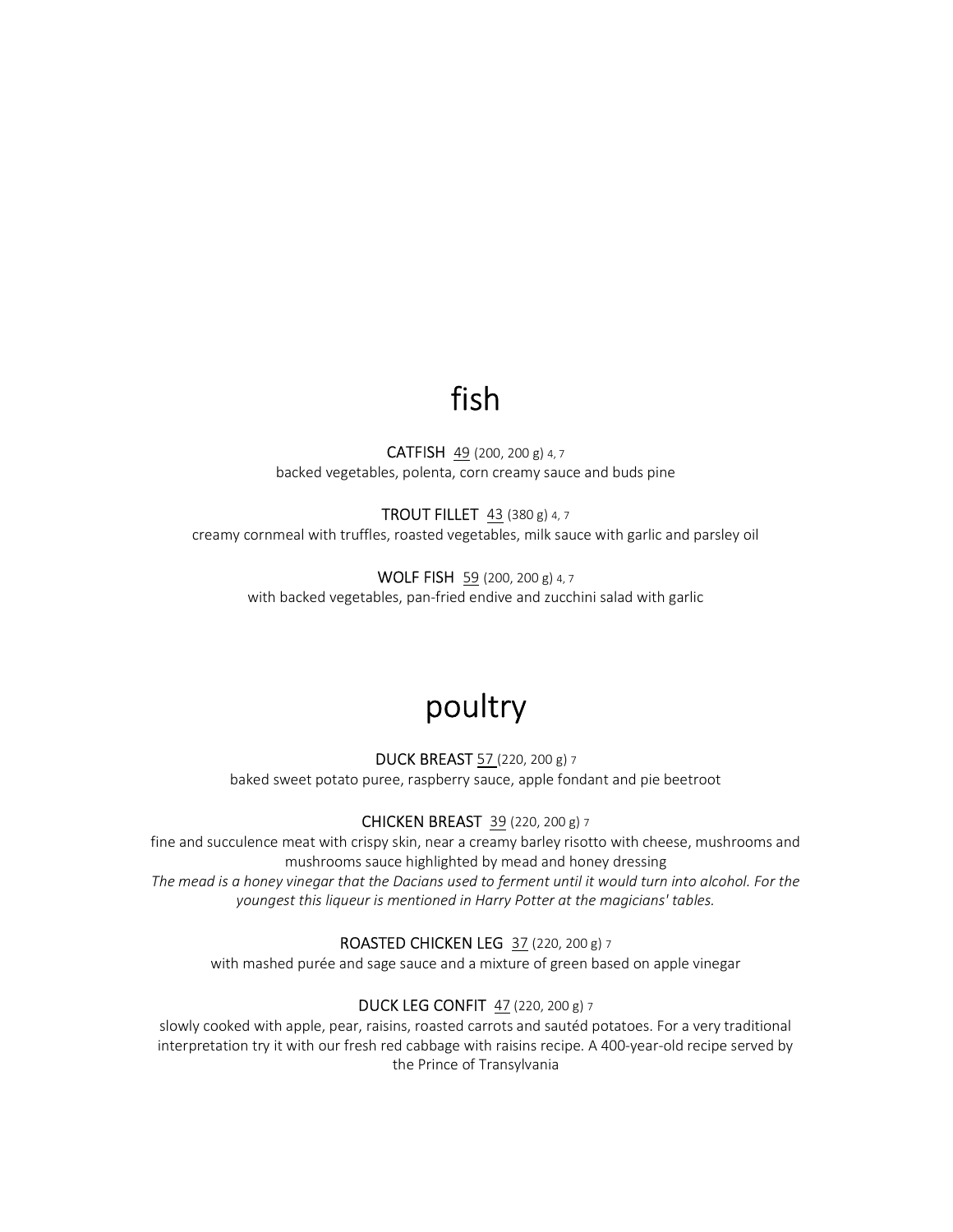# fish

**CATFISH** 49 (200, 200 g) 4, 7
backed vegetables, polenta, corn creamy sauce and buds pine

**TROUT FILLET** 43 (380 g) 4, 7
creamy cornmeal with truffles, roasted vegetables, milk sauce with garlic and parsley oil

**WOLF FISH** 59 (200, 200 g) 4, 7
with backed vegetables, pan-fried endive and zucchini salad with garlic

# poultry

**DUCK BREAST** 57 (220, 200 g) 7
baked sweet potato puree, raspberry sauce, apple fondant and pie beetroot

**CHICKEN BREAST** 39 (220, 200 g) 7
fine and succulence meat with crispy skin, near a creamy barley risotto with cheese, mushrooms and mushrooms sauce highlighted by mead and honey dressing
*The mead is a honey vinegar that the Dacians used to ferment until it would turn into alcohol. For the youngest this liqueur is mentioned in Harry Potter at the magicians' tables.*

**ROASTED CHICKEN LEG** 37 (220, 200 g) 7
with mashed purée and sage sauce and a mixture of green based on apple vinegar

**DUCK LEG CONFIT** 47 (220, 200 g) 7
slowly cooked with apple, pear, raisins, roasted carrots and sautéd potatoes. For a very traditional interpretation try it with our fresh red cabbage with raisins recipe. A 400-year-old recipe served by the Prince of Transylvania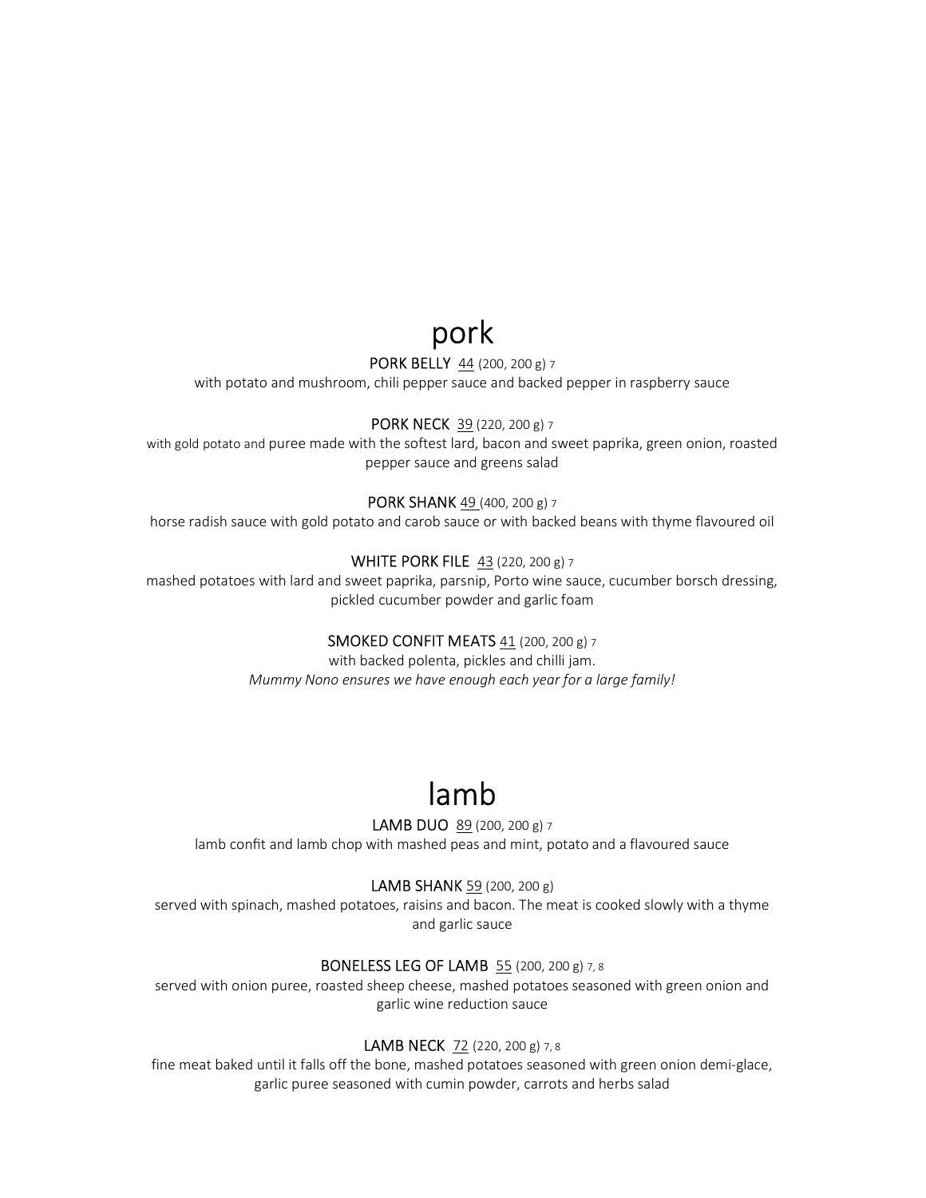# pork

**PORK BELLY** 44 (200, 200 g) 7

with potato and mushroom, chili pepper sauce and backed pepper in raspberry sauce

**PORK NECK** 39 (220, 200 g) 7

with gold potato and puree made with the softest lard, bacon and sweet paprika, green onion, roasted pepper sauce and greens salad

**PORK SHANK** 49 (400, 200 g) 7

horse radish sauce with gold potato and carob sauce or with backed beans with thyme flavoured oil

**WHITE PORK FILE** 43 (220, 200 g) 7

mashed potatoes with lard and sweet paprika, parsnip, Porto wine sauce, cucumber borsch dressing, pickled cucumber powder and garlic foam

**SMOKED CONFIT MEATS** 41 (200, 200 g) 7

with backed polenta, pickles and chilli jam.

*Mummy Nono ensures we have enough each year for a large family!*

# lamb

**LAMB DUO** 89 (200, 200 g) 7

lamb confit and lamb chop with mashed peas and mint, potato and a flavoured sauce

**LAMB SHANK** 59 (200, 200 g)

served with spinach, mashed potatoes, raisins and bacon. The meat is cooked slowly with a thyme and garlic sauce

**BONELESS LEG OF LAMB** 55 (200, 200 g) 7, 8

served with onion puree, roasted sheep cheese, mashed potatoes seasoned with green onion and garlic wine reduction sauce

**LAMB NECK** 72 (220, 200 g) 7, 8

fine meat baked until it falls off the bone, mashed potatoes seasoned with green onion demi-glace, garlic puree seasoned with cumin powder, carrots and herbs salad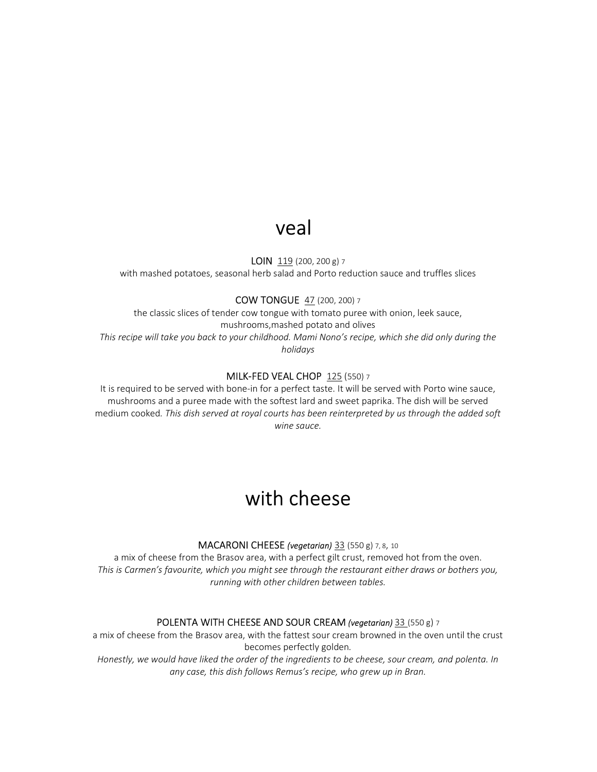## veal

**LOIN** 119 (200, 200 g) 7
with mashed potatoes, seasonal herb salad and Porto reduction sauce and truffles slices

**COW TONGUE** 47 (200, 200) 7
the classic slices of tender cow tongue with tomato puree with onion, leek sauce, mushrooms,mashed potato and olives
*This recipe will take you back to your childhood. Mami Nono's recipe, which she did only during the holidays*

**MILK-FED VEAL CHOP** 125 (550) 7
It is required to be served with bone-in for a perfect taste. It will be served with Porto wine sauce, mushrooms and a puree made with the softest lard and sweet paprika. The dish will be served medium cooked. *This dish served at royal courts has been reinterpreted by us through the added soft wine sauce.*

## with cheese

**MACARONI CHEESE** *(vegetarian)* 33 (550 g) 7, 8, 10
a mix of cheese from the Brasov area, with a perfect gilt crust, removed hot from the oven.
*This is Carmen's favourite, which you might see through the restaurant either draws or bothers you, running with other children between tables.*

**POLENTA WITH CHEESE AND SOUR CREAM** *(vegetarian)* 33 (550 g) 7
a mix of cheese from the Brasov area, with the fattest sour cream browned in the oven until the crust becomes perfectly golden.
*Honestly, we would have liked the order of the ingredients to be cheese, sour cream, and polenta. In any case, this dish follows Remus's recipe, who grew up in Bran.*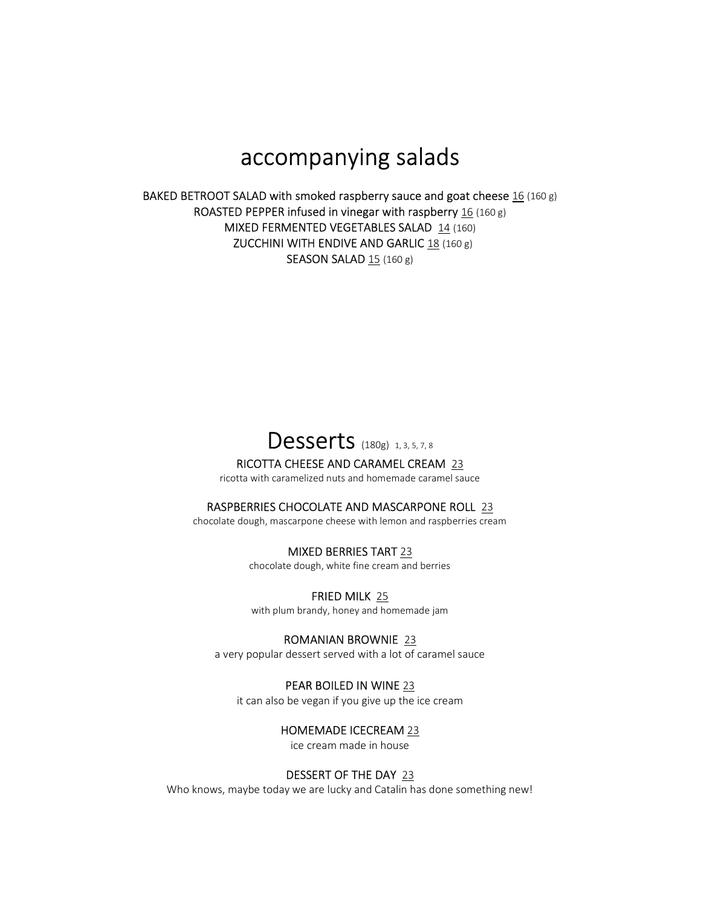# accompanying salads

BAKED BETROOT SALAD with smoked raspberry sauce and goat cheese 16 (160 g)
ROASTED PEPPER infused in vinegar with raspberry 16 (160 g)
MIXED FERMENTED VEGETABLES SALAD 14 (160)
ZUCCHINI WITH ENDIVE AND GARLIC 18 (160 g)
SEASON SALAD 15 (160 g)

# Desserts (180g) 1, 3, 5, 7, 8

RICOTTA CHEESE AND CARAMEL CREAM 23
ricotta with caramelized nuts and homemade caramel sauce

RASPBERRIES CHOCOLATE AND MASCARPONE ROLL 23
chocolate dough, mascarpone cheese with lemon and raspberries cream

MIXED BERRIES TART 23
chocolate dough, white fine cream and berries

FRIED MILK 25
with plum brandy, honey and homemade jam

ROMANIAN BROWNIE 23
a very popular dessert served with a lot of caramel sauce

PEAR BOILED IN WINE 23
it can also be vegan if you give up the ice cream

HOMEMADE ICECREAM 23
ice cream made in house

DESSERT OF THE DAY 23
Who knows, maybe today we are lucky and Catalin has done something new!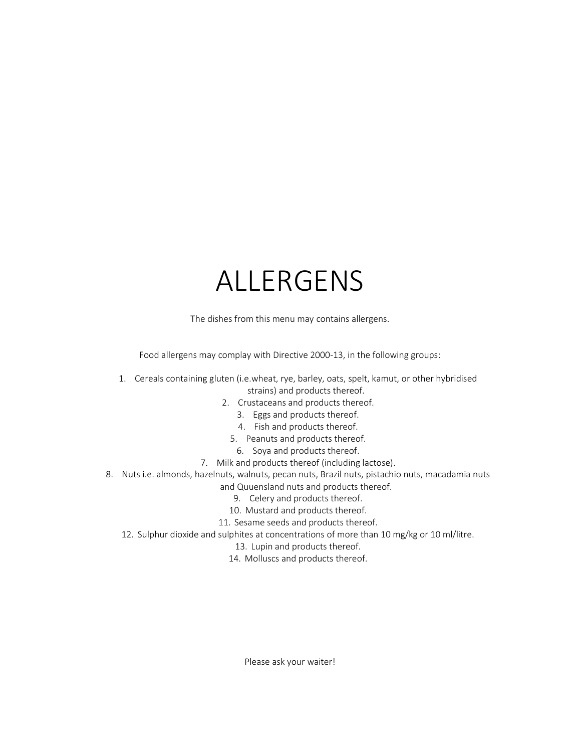# ALLERGENS

The dishes from this menu may contains allergens.

Food allergens may complay with Directive 2000-13, in the following groups:

1. Cereals containing gluten (i.e.wheat, rye, barley, oats, spelt, kamut, or other hybridised strains) and products thereof.
2. Crustaceans and products thereof.
3. Eggs and products thereof.
4. Fish and products thereof.
5. Peanuts and products thereof.
6. Soya and products thereof.
7. Milk and products thereof (including lactose).
8. Nuts i.e. almonds, hazelnuts, walnuts, pecan nuts, Brazil nuts, pistachio nuts, macadamia nuts and Quuensland nuts and products thereof.
9. Celery and products thereof.
10. Mustard and products thereof.
11. Sesame seeds and products thereof.
12. Sulphur dioxide and sulphites at concentrations of more than 10 mg/kg or 10 ml/litre.
13. Lupin and products thereof.
14. Molluscs and products thereof.

Please ask your waiter!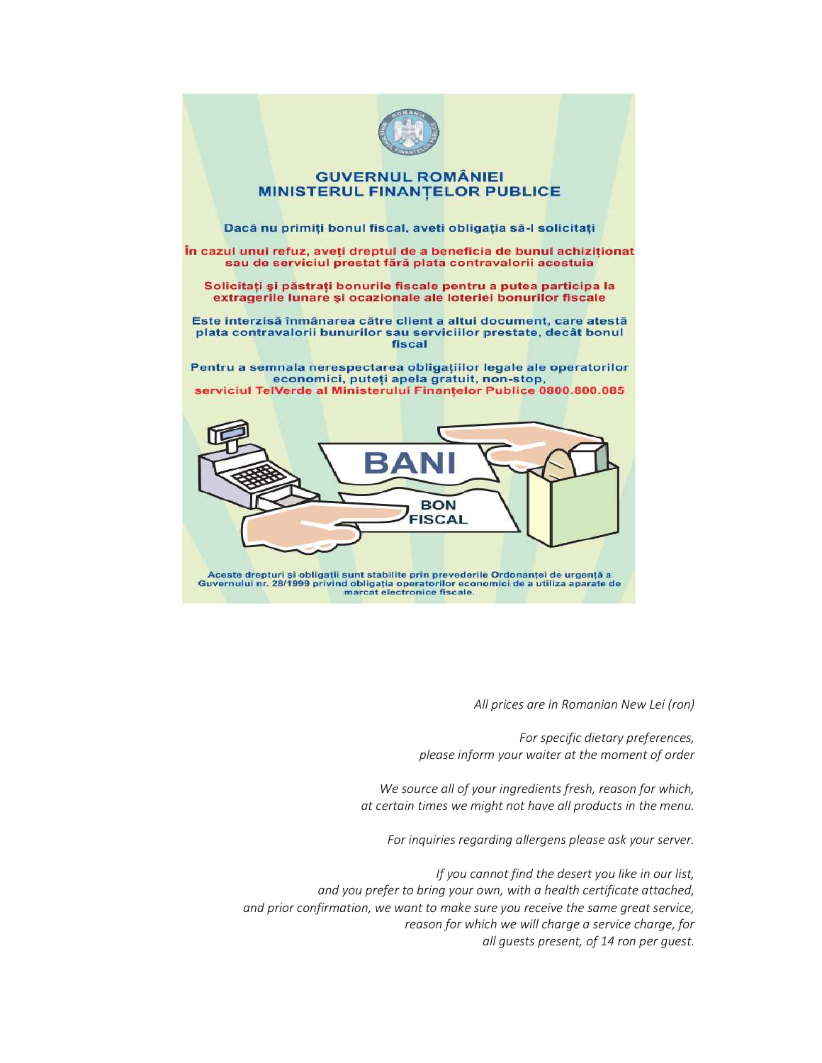**GUVERNUL ROMÂNIEI**
**MINISTERUL FINANȚELOR PUBLICE**

**Dacă nu primiți bonul fiscal, aveti obligația să-l solicitați**

**În cazul unui refuz, aveți dreptul de a beneficia de bunul achiziționat sau de serviciul prestat fără plata contravalorii acestuia**

**Solicitați și păstrați bonurile fiscale pentru a putea participa la extragerile lunare și ocazionale ale loteriei bonurilor fiscale**

**Este interzisă înmânarea către client a altui document, care atestă plata contravalorii bunurilor sau serviciilor prestate, decât bonul fiscal**

**Pentru a semnala nerespectarea obligațiilor legale ale operatorilor economici, puteți apela gratuit, non-stop, serviciul TelVerde al Ministerului Finanțelor Publice 0800.800.085**

BANI

BON FISCAL

Aceste drepturi și obligații sunt stabilite prin prevederile Ordonanței de urgență a Guvernului nr. 28/1999 privind obligația operatorilor economici de a utiliza aparate de marcat electronice fiscale.

*All prices are in Romanian New Lei (ron)*

*For specific dietary preferences, please inform your waiter at the moment of order*

*We source all of your ingredients fresh, reason for which, at certain times we might not have all products in the menu.*

*For inquiries regarding allergens please ask your server.*

*If you cannot find the desert you like in our list, and you prefer to bring your own, with a health certificate attached, and prior confirmation, we want to make sure you receive the same great service, reason for which we will charge a service charge, for all guests present, of 14 ron per guest.*